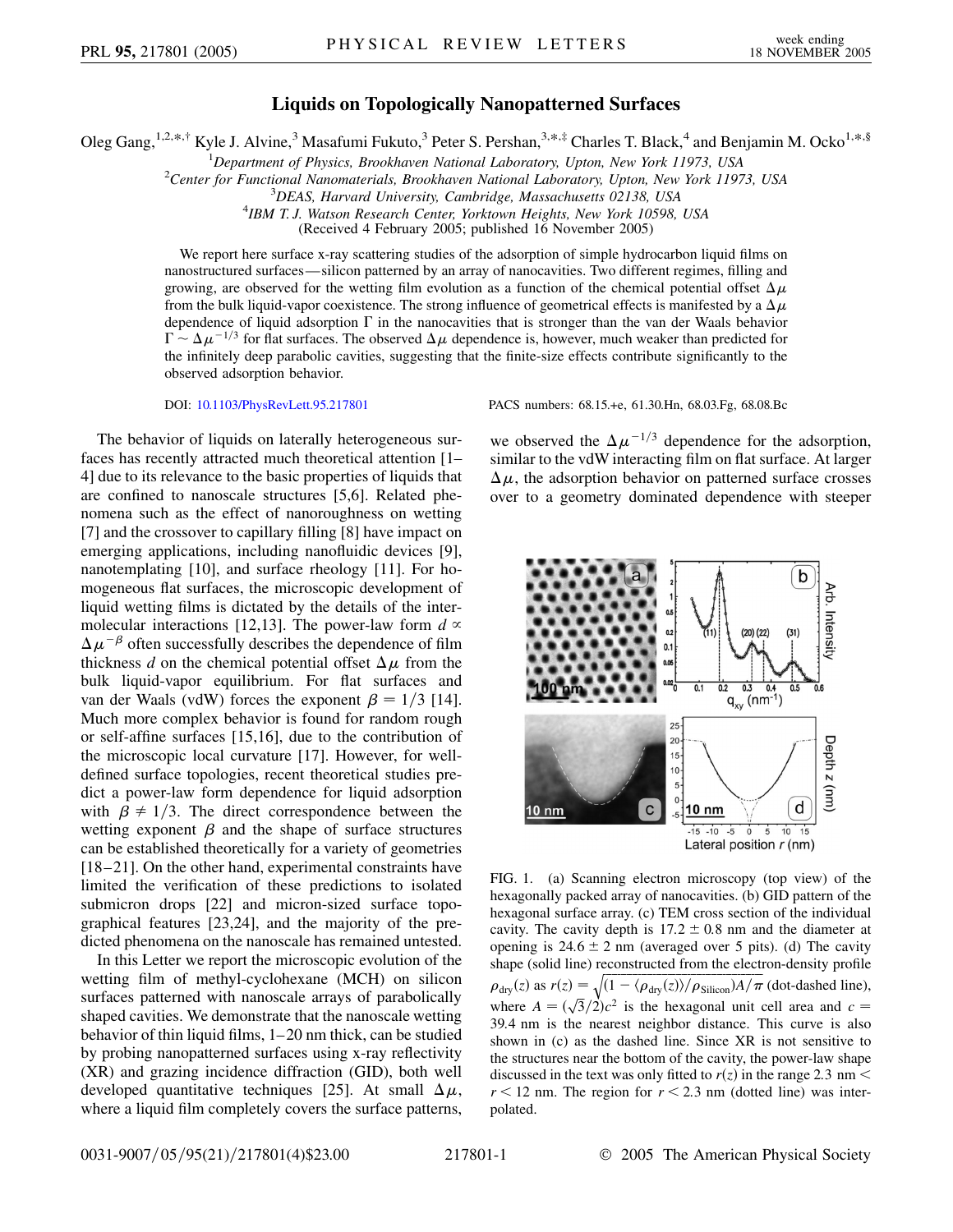# Liquids on Topologically Nanopatterned Surfaces

Oleg Gang,[1,2,*,†] Kyle J. Alvine,[3] Masafumi Fukuto,[3] Peter S. Pershan,[3,*,‡] Charles T. Black,[4] and Benjamin M. Ocko[1,*,§]

[1]*Department of Physics, Brookhaven National Laboratory, Upton, New York 11973, USA*
[2]*Center for Functional Nanomaterials, Brookhaven National Laboratory, Upton, New York 11973, USA*
[3]*DEAS, Harvard University, Cambridge, Massachusetts 02138, USA*
[4]*IBM T. J. Watson Research Center, Yorktown Heights, New York 10598, USA*
(Received 4 February 2005; published 16 November 2005)

We report here surface x-ray scattering studies of the adsorption of simple hydrocarbon liquid films on nanostructured surfaces—silicon patterned by an array of nanocavities. Two different regimes, filling and growing, are observed for the wetting film evolution as a function of the chemical potential offset $\Delta\mu$ from the bulk liquid-vapor coexistence. The strong influence of geometrical effects is manifested by a $\Delta\mu$ dependence of liquid adsorption $\Gamma$ in the nanocavities that is stronger than the van der Waals behavior $\Gamma \sim \Delta\mu^{-1/3}$ for flat surfaces. The observed $\Delta\mu$ dependence is, however, much weaker than predicted for the infinitely deep parabolic cavities, suggesting that the finite-size effects contribute significantly to the observed adsorption behavior.

DOI: 10.1103/PhysRevLett.95.217801 PACS numbers: 68.15.+e, 61.30.Hn, 68.03.Fg, 68.08.Bc

The behavior of liquids on laterally heterogeneous surfaces has recently attracted much theoretical attention [1–4] due to its relevance to the basic properties of liquids that are confined to nanoscale structures [5,6]. Related phenomena such as the effect of nanoroughness on wetting [7] and the crossover to capillary filling [8] have impact on emerging applications, including nanofluidic devices [9], nanotemplating [10], and surface rheology [11]. For homogeneous flat surfaces, the microscopic development of liquid wetting films is dictated by the details of the intermolecular interactions [12,13]. The power-law form $d \propto \Delta\mu^{-\beta}$ often successfully describes the dependence of film thickness $d$ on the chemical potential offset $\Delta\mu$ from the bulk liquid-vapor equilibrium. For flat surfaces and van der Waals (vdW) forces the exponent $\beta = 1/3$ [14]. Much more complex behavior is found for random rough or self-affine surfaces [15,16], due to the contribution of the microscopic local curvature [17]. However, for well-defined surface topologies, recent theoretical studies predict a power-law form dependence for liquid adsorption with $\beta \neq 1/3$. The direct correspondence between the wetting exponent $\beta$ and the shape of surface structures can be established theoretically for a variety of geometries [18–21]. On the other hand, experimental constraints have limited the verification of these predictions to isolated submicron drops [22] and micron-sized surface topographical features [23,24], and the majority of the predicted phenomena on the nanoscale has remained untested.

In this Letter we report the microscopic evolution of the wetting film of methyl-cyclohexane (MCH) on silicon surfaces patterned with nanoscale arrays of parabolically shaped cavities. We demonstrate that the nanoscale wetting behavior of thin liquid films, 1–20 nm thick, can be studied by probing nanopatterned surfaces using x-ray reflectivity (XR) and grazing incidence diffraction (GID), both well developed quantitative techniques [25]. At small $\Delta\mu$, where a liquid film completely covers the surface patterns, we observed the $\Delta\mu^{-1/3}$ dependence for the adsorption, similar to the vdW interacting film on flat surface. At larger $\Delta\mu$, the adsorption behavior on patterned surface crosses over to a geometry dominated dependence with steeper

FIG. 1. (a) Scanning electron microscopy (top view) of the hexagonally packed array of nanocavities. (b) GID pattern of the hexagonal surface array. (c) TEM cross section of the individual cavity. The cavity depth is $17.2 \pm 0.8$ nm and the diameter at opening is $24.6 \pm 2$ nm (averaged over 5 pits). (d) The cavity shape (solid line) reconstructed from the electron-density profile $\rho_{\text{dry}}(z)$ as $r(z) = \sqrt{(1 - \langle\rho_{\text{dry}}(z)\rangle/\rho_{\text{Silicon}})A/\pi}$ (dot-dashed line), where $A = (\sqrt{3}/2)c^2$ is the hexagonal unit cell area and $c = 39.4$ nm is the nearest neighbor distance. This curve is also shown in (c) as the dashed line. Since XR is not sensitive to the structures near the bottom of the cavity, the power-law shape discussed in the text was only fitted to $r(z)$ in the range $2.3 \text{ nm} < r < 12$ nm. The region for $r < 2.3$ nm (dotted line) was interpolated.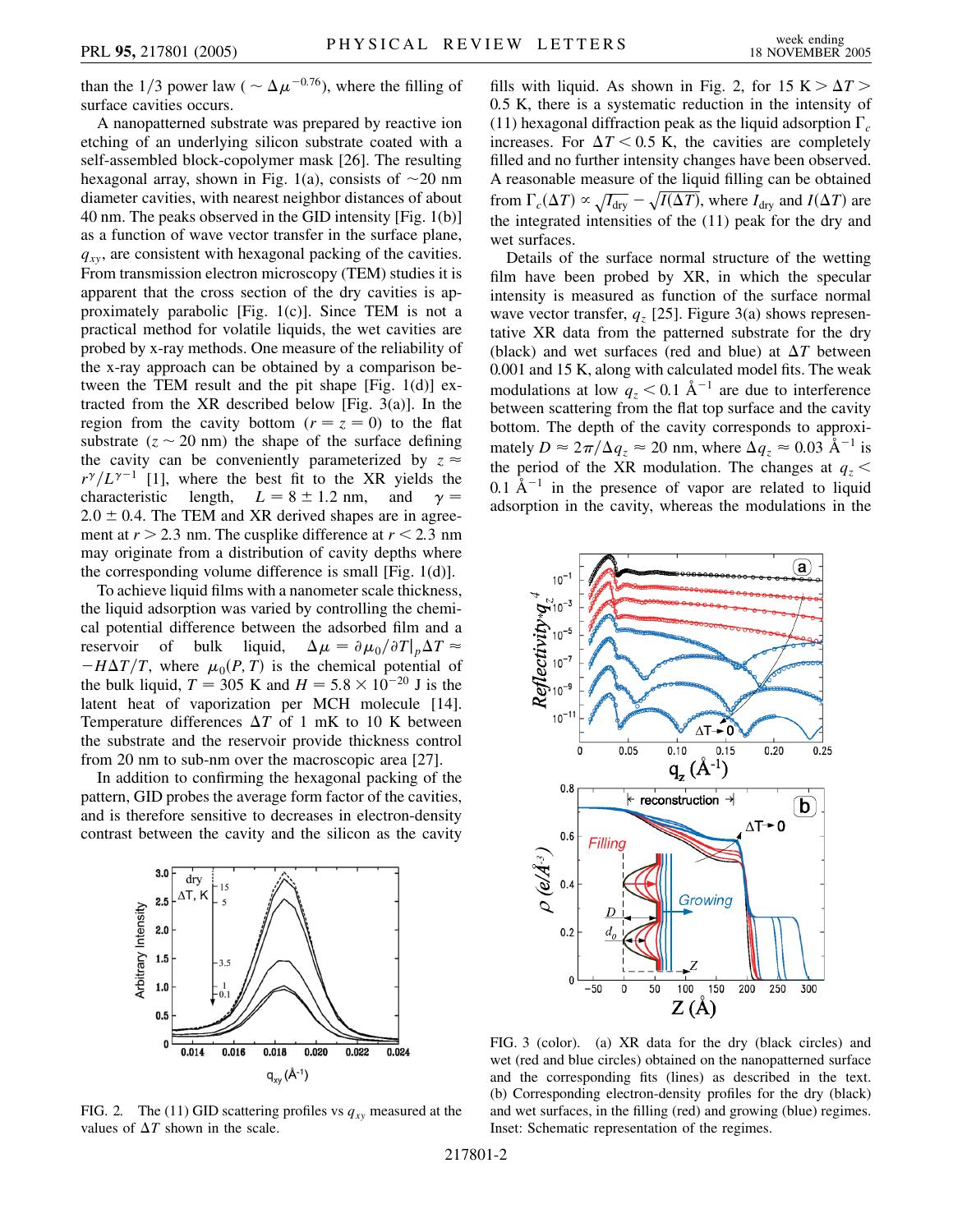than the 1/3 power law ( $\sim \Delta\mu^{-0.76}$), where the filling of surface cavities occurs.

A nanopatterned substrate was prepared by reactive ion etching of an underlying silicon substrate coated with a self-assembled block-copolymer mask [26]. The resulting hexagonal array, shown in Fig. 1(a), consists of $\sim$20 nm diameter cavities, with nearest neighbor distances of about 40 nm. The peaks observed in the GID intensity [Fig. 1(b)] as a function of wave vector transfer in the surface plane, $q_{xy}$, are consistent with hexagonal packing of the cavities. From transmission electron microscopy (TEM) studies it is apparent that the cross section of the dry cavities is approximately parabolic [Fig. 1(c)]. Since TEM is not a practical method for volatile liquids, the wet cavities are probed by x-ray methods. One measure of the reliability of the x-ray approach can be obtained by a comparison between the TEM result and the pit shape [Fig. 1(d)] extracted from the XR described below [Fig. 3(a)]. In the region from the cavity bottom ($r = z = 0$) to the flat substrate ($z \sim 20$ nm) the shape of the surface defining the cavity can be conveniently parameterized by $z \approx r^{\gamma}/L^{\gamma-1}$ [1], where the best fit to the XR yields the characteristic length, $L = 8 \pm 1.2$ nm, and $\gamma = 2.0 \pm 0.4$. The TEM and XR derived shapes are in agreement at $r > 2.3$ nm. The cusplike difference at $r < 2.3$ nm may originate from a distribution of cavity depths where the corresponding volume difference is small [Fig. 1(d)].

To achieve liquid films with a nanometer scale thickness, the liquid adsorption was varied by controlling the chemical potential difference between the adsorbed film and a reservoir of bulk liquid, $\Delta\mu = \partial\mu_0/\partial T|_p \Delta T \approx -H\Delta T/T$, where $\mu_0(P, T)$ is the chemical potential of the bulk liquid, $T = 305$ K and $H = 5.8 \times 10^{-20}$ J is the latent heat of vaporization per MCH molecule [14]. Temperature differences $\Delta T$ of 1 mK to 10 K between the substrate and the reservoir provide thickness control from 20 nm to sub-nm over the macroscopic area [27].

In addition to confirming the hexagonal packing of the pattern, GID probes the average form factor of the cavities, and is therefore sensitive to decreases in electron-density contrast between the cavity and the silicon as the cavity fills with liquid. As shown in Fig. 2, for 15 K $> \Delta T >$ 0.5 K, there is a systematic reduction in the intensity of (11) hexagonal diffraction peak as the liquid adsorption $\Gamma_c$ increases. For $\Delta T < 0.5$ K, the cavities are completely filled and no further intensity changes have been observed. A reasonable measure of the liquid filling can be obtained from $\Gamma_c(\Delta T) \propto \sqrt{I_{\rm dry}} - \sqrt{I(\Delta T)}$, where $I_{\rm dry}$ and $I(\Delta T)$ are the integrated intensities of the (11) peak for the dry and wet surfaces.

Details of the surface normal structure of the wetting film have been probed by XR, in which the specular intensity is measured as function of the surface normal wave vector transfer, $q_z$ [25]. Figure 3(a) shows representative XR data from the patterned substrate for the dry (black) and wet surfaces (red and blue) at $\Delta T$ between 0.001 and 15 K, along with calculated model fits. The weak modulations at low $q_z < 0.1$ Å$^{-1}$ are due to interference between scattering from the flat top surface and the cavity bottom. The depth of the cavity corresponds to approximately $D \approx 2\pi/\Delta q_z \approx 20$ nm, where $\Delta q_z \approx 0.03$ Å$^{-1}$ is the period of the XR modulation. The changes at $q_z < 0.1$ Å$^{-1}$ in the presence of vapor are related to liquid adsorption in the cavity, whereas the modulations in the

FIG. 2. The (11) GID scattering profiles vs $q_{xy}$ measured at the values of $\Delta T$ shown in the scale.

FIG. 3 (color). (a) XR data for the dry (black circles) and wet (red and blue circles) obtained on the nanopatterned surface and the corresponding fits (lines) as described in the text. (b) Corresponding electron-density profiles for the dry (black) and wet surfaces, in the filling (red) and growing (blue) regimes. Inset: Schematic representation of the regimes.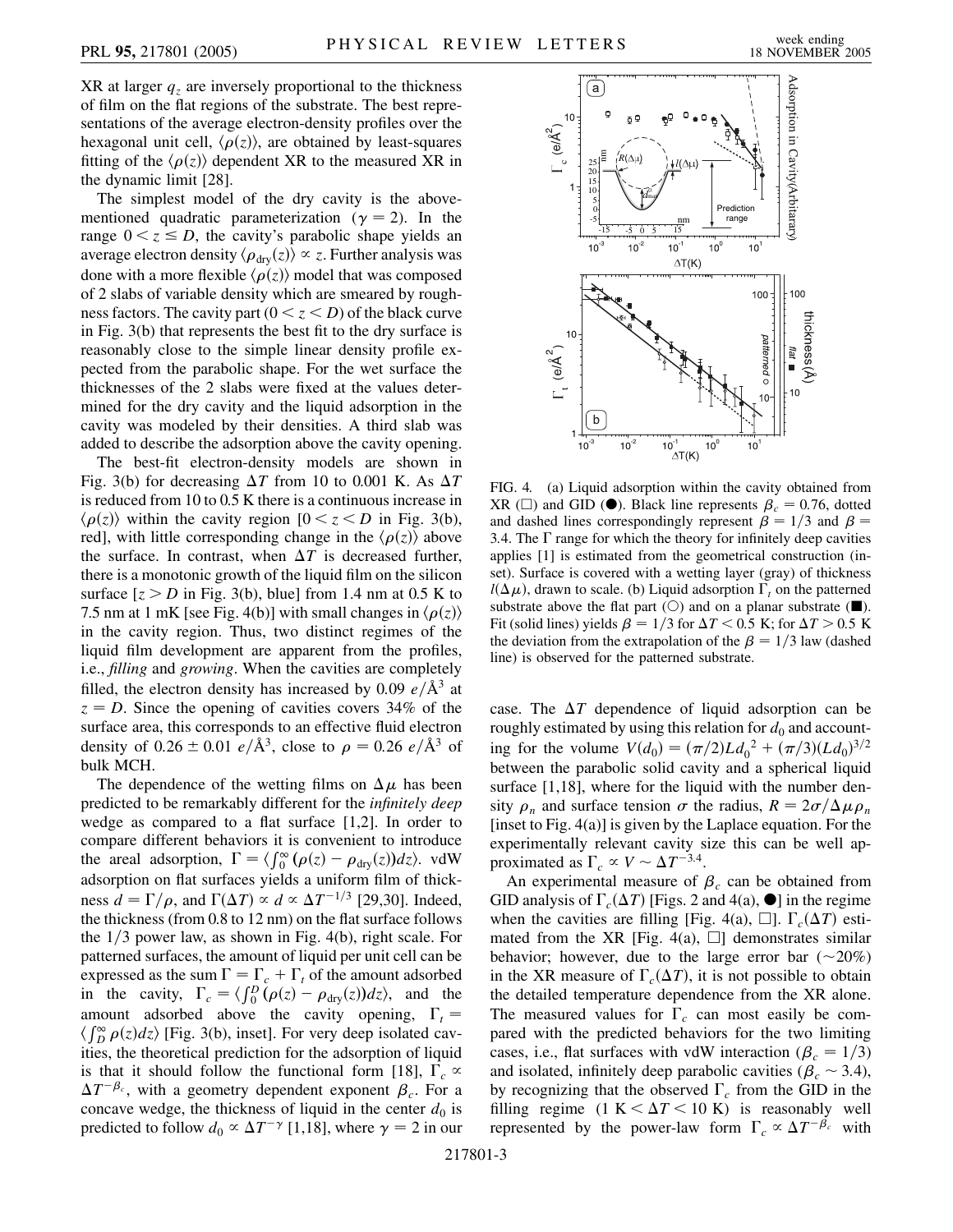XR at larger $q_z$ are inversely proportional to the thickness of film on the flat regions of the substrate. The best representations of the average electron-density profiles over the hexagonal unit cell, $\langle\rho(z)\rangle$, are obtained by least-squares fitting of the $\langle\rho(z)\rangle$ dependent XR to the measured XR in the dynamic limit [28].

The simplest model of the dry cavity is the above-mentioned quadratic parameterization ($\gamma = 2$). In the range $0 < z \leq D$, the cavity's parabolic shape yields an average electron density $\langle\rho_{\mathrm{dry}}(z)\rangle \propto z$. Further analysis was done with a more flexible $\langle\rho(z)\rangle$ model that was composed of 2 slabs of variable density which are smeared by roughness factors. The cavity part ($0 < z < D$) of the black curve in Fig. 3(b) that represents the best fit to the dry surface is reasonably close to the simple linear density profile expected from the parabolic shape. For the wet surface the thicknesses of the 2 slabs were fixed at the values determined for the dry cavity and the liquid adsorption in the cavity was modeled by their densities. A third slab was added to describe the adsorption above the cavity opening.

The best-fit electron-density models are shown in Fig. 3(b) for decreasing $\Delta T$ from 10 to 0.001 K. As $\Delta T$ is reduced from 10 to 0.5 K there is a continuous increase in $\langle\rho(z)\rangle$ within the cavity region [$0 < z < D$ in Fig. 3(b), red], with little corresponding change in the $\langle\rho(z)\rangle$ above the surface. In contrast, when $\Delta T$ is decreased further, there is a monotonic growth of the liquid film on the silicon surface [$z > D$ in Fig. 3(b), blue] from 1.4 nm at 0.5 K to 7.5 nm at 1 mK [see Fig. 4(b)] with small changes in $\langle\rho(z)\rangle$ in the cavity region. Thus, two distinct regimes of the liquid film development are apparent from the profiles, i.e., *filling* and *growing*. When the cavities are completely filled, the electron density has increased by 0.09 $e/\text{Å}^3$ at $z = D$. Since the opening of cavities covers 34% of the surface area, this corresponds to an effective fluid electron density of $0.26 \pm 0.01$ $e/\text{Å}^3$, close to $\rho = 0.26$ $e/\text{Å}^3$ of bulk MCH.

The dependence of the wetting films on $\Delta\mu$ has been predicted to be remarkably different for the *infinitely deep* wedge as compared to a flat surface [1,2]. In order to compare different behaviors it is convenient to introduce the areal adsorption, $\Gamma = \langle\int_0^\infty (\rho(z) - \rho_{\mathrm{dry}}(z))dz\rangle$. vdW adsorption on flat surfaces yields a uniform film of thickness $d = \Gamma/\rho$, and $\Gamma(\Delta T) \propto d \propto \Delta T^{-1/3}$ [29,30]. Indeed, the thickness (from 0.8 to 12 nm) on the flat surface follows the 1/3 power law, as shown in Fig. 4(b), right scale. For patterned surfaces, the amount of liquid per unit cell can be expressed as the sum $\Gamma = \Gamma_c + \Gamma_t$ of the amount adsorbed in the cavity, $\Gamma_c = \langle\int_0^D (\rho(z) - \rho_{\mathrm{dry}}(z))dz\rangle$, and the amount adsorbed above the cavity opening, $\Gamma_t = \langle\int_D^\infty \rho(z)dz\rangle$ [Fig. 3(b), inset]. For very deep isolated cavities, the theoretical prediction for the adsorption of liquid is that it should follow the functional form [18], $\Gamma_c \propto \Delta T^{-\beta_c}$, with a geometry dependent exponent $\beta_c$. For a concave wedge, the thickness of liquid in the center $d_0$ is predicted to follow $d_0 \propto \Delta T^{-\gamma}$ [1,18], where $\gamma = 2$ in our case. The $\Delta T$ dependence of liquid adsorption can be roughly estimated by using this relation for $d_0$ and accounting for the volume $V(d_0) = (\pi/2)Ld_0^2 + (\pi/3)(Ld_0)^{3/2}$ between the parabolic solid cavity and a spherical liquid surface [1,18], where for the liquid with the number density $\rho_n$ and surface tension $\sigma$ the radius, $R = 2\sigma/\Delta\mu\rho_n$ [inset to Fig. 4(a)] is given by the Laplace equation. For the experimentally relevant cavity size this can be well approximated as $\Gamma_c \propto V \sim \Delta T^{-3.4}$.

FIG. 4. (a) Liquid adsorption within the cavity obtained from XR (□) and GID (●). Black line represents $\beta_c = 0.76$, dotted and dashed lines correspondingly represent $\beta = 1/3$ and $\beta = 3.4$. The $\Gamma$ range for which the theory for infinitely deep cavities applies [1] is estimated from the geometrical construction (inset). Surface is covered with a wetting layer (gray) of thickness $l(\Delta\mu)$, drawn to scale. (b) Liquid adsorption $\Gamma_t$ on the patterned substrate above the flat part (○) and on a planar substrate (■). Fit (solid lines) yields $\beta = 1/3$ for $\Delta T < 0.5$ K; for $\Delta T > 0.5$ K the deviation from the extrapolation of the $\beta = 1/3$ law (dashed line) is observed for the patterned substrate.

An experimental measure of $\beta_c$ can be obtained from GID analysis of $\Gamma_c(\Delta T)$ [Figs. 2 and 4(a), ●] in the regime when the cavities are filling [Fig. 4(a), □]. $\Gamma_c(\Delta T)$ estimated from the XR [Fig. 4(a), □] demonstrates similar behavior; however, due to the large error bar (~20%) in the XR measure of $\Gamma_c(\Delta T)$, it is not possible to obtain the detailed temperature dependence from the XR alone. The measured values for $\Gamma_c$ can most easily be compared with the predicted behaviors for the two limiting cases, i.e., flat surfaces with vdW interaction ($\beta_c = 1/3$) and isolated, infinitely deep parabolic cavities ($\beta_c \sim 3.4$), by recognizing that the observed $\Gamma_c$ from the GID in the filling regime ($1\ \mathrm{K} < \Delta T < 10\ \mathrm{K}$) is reasonably well represented by the power-law form $\Gamma_c \propto \Delta T^{-\beta_c}$ with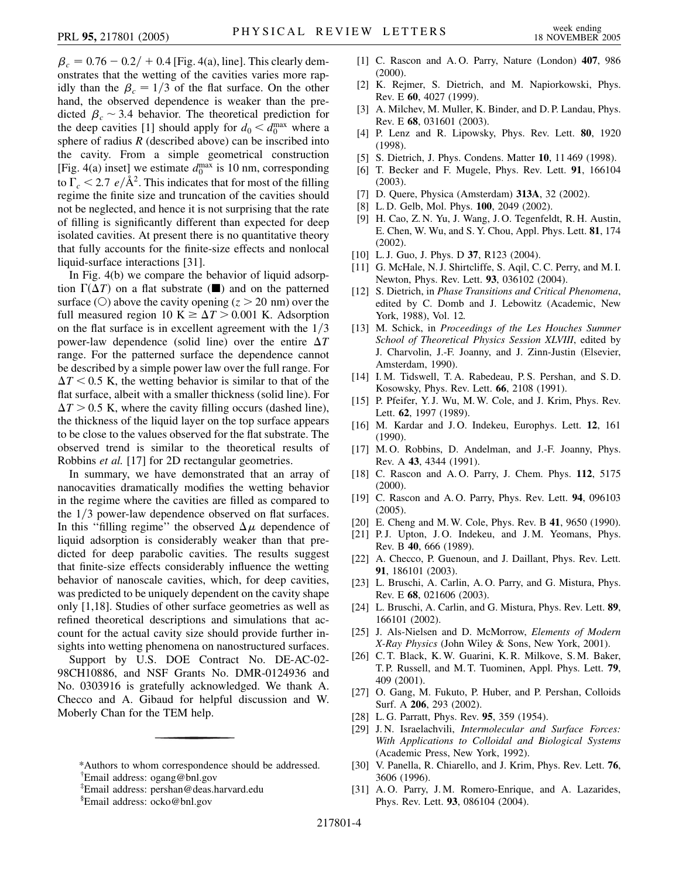$\beta_c = 0.76 - 0.2/ + 0.4$ [Fig. 4(a), line]. This clearly demonstrates that the wetting of the cavities varies more rapidly than the $\beta_c = 1/3$ of the flat surface. On the other hand, the observed dependence is weaker than the predicted $\beta_c \sim 3.4$ behavior. The theoretical prediction for the deep cavities [1] should apply for $d_0 < d_0^{\max}$ where a sphere of radius $R$ (described above) can be inscribed into the cavity. From a simple geometrical construction [Fig. 4(a) inset] we estimate $d_0^{\max}$ is 10 nm, corresponding to $\Gamma_c < 2.7\ e/\text{Å}^2$. This indicates that for most of the filling regime the finite size and truncation of the cavities should not be neglected, and hence it is not surprising that the rate of filling is significantly different than expected for deep isolated cavities. At present there is no quantitative theory that fully accounts for the finite-size effects and nonlocal liquid-surface interactions [31].

In Fig. 4(b) we compare the behavior of liquid adsorption $\Gamma(\Delta T)$ on a flat substrate (■) and on the patterned surface (○) above the cavity opening ($z > 20$ nm) over the full measured region $10\ \text{K} \geq \Delta T > 0.001$ K. Adsorption on the flat surface is in excellent agreement with the $1/3$ power-law dependence (solid line) over the entire $\Delta T$ range. For the patterned surface the dependence cannot be described by a simple power law over the full range. For $\Delta T < 0.5$ K, the wetting behavior is similar to that of the flat surface, albeit with a smaller thickness (solid line). For $\Delta T > 0.5$ K, where the cavity filling occurs (dashed line), the thickness of the liquid layer on the top surface appears to be close to the values observed for the flat substrate. The observed trend is similar to the theoretical results of Robbins *et al.* [17] for 2D rectangular geometries.

In summary, we have demonstrated that an array of nanocavities dramatically modifies the wetting behavior in the regime where the cavities are filled as compared to the $1/3$ power-law dependence observed on flat surfaces. In this "filling regime" the observed $\Delta\mu$ dependence of liquid adsorption is considerably weaker than that predicted for deep parabolic cavities. The results suggest that finite-size effects considerably influence the wetting behavior of nanoscale cavities, which, for deep cavities, was predicted to be uniquely dependent on the cavity shape only [1,18]. Studies of other surface geometries as well as refined theoretical descriptions and simulations that account for the actual cavity size should provide further insights into wetting phenomena on nanostructured surfaces.

Support by U.S. DOE Contract No. DE-AC-02-98CH10886, and NSF Grants No. DMR-0124936 and No. 0303916 is gratefully acknowledged. We thank A. Checco and A. Gibaud for helpful discussion and W. Moberly Chan for the TEM help.

---

*Authors to whom correspondence should be addressed.
†Email address: ogang@bnl.gov
‡Email address: pershan@deas.harvard.edu
§Email address: ocko@bnl.gov

[1] C. Rascon and A. O. Parry, Nature (London) **407**, 986 (2000).
[2] K. Rejmer, S. Dietrich, and M. Napiorkowski, Phys. Rev. E **60**, 4027 (1999).
[3] A. Milchev, M. Muller, K. Binder, and D. P. Landau, Phys. Rev. E **68**, 031601 (2003).
[4] P. Lenz and R. Lipowsky, Phys. Rev. Lett. **80**, 1920 (1998).
[5] S. Dietrich, J. Phys. Condens. Matter **10**, 11 469 (1998).
[6] T. Becker and F. Mugele, Phys. Rev. Lett. **91**, 166104 (2003).
[7] D. Quere, Physica (Amsterdam) **313A**, 32 (2002).
[8] L. D. Gelb, Mol. Phys. **100**, 2049 (2002).
[9] H. Cao, Z. N. Yu, J. Wang, J. O. Tegenfeldt, R. H. Austin, E. Chen, W. Wu, and S. Y. Chou, Appl. Phys. Lett. **81**, 174 (2002).
[10] L. J. Guo, J. Phys. D **37**, R123 (2004).
[11] G. McHale, N. J. Shirtcliffe, S. Aqil, C. C. Perry, and M. I. Newton, Phys. Rev. Lett. **93**, 036102 (2004).
[12] S. Dietrich, in *Phase Transitions and Critical Phenomena*, edited by C. Domb and J. Lebowitz (Academic, New York, 1988), Vol. 12.
[13] M. Schick, in *Proceedings of the Les Houches Summer School of Theoretical Physics Session XLVIII*, edited by J. Charvolin, J.-F. Joanny, and J. Zinn-Justin (Elsevier, Amsterdam, 1990).
[14] I. M. Tidswell, T. A. Rabedeau, P. S. Pershan, and S. D. Kosowsky, Phys. Rev. Lett. **66**, 2108 (1991).
[15] P. Pfeifer, Y. J. Wu, M. W. Cole, and J. Krim, Phys. Rev. Lett. **62**, 1997 (1989).
[16] M. Kardar and J. O. Indekeu, Europhys. Lett. **12**, 161 (1990).
[17] M. O. Robbins, D. Andelman, and J.-F. Joanny, Phys. Rev. A **43**, 4344 (1991).
[18] C. Rascon and A. O. Parry, J. Chem. Phys. **112**, 5175 (2000).
[19] C. Rascon and A. O. Parry, Phys. Rev. Lett. **94**, 096103 (2005).
[20] E. Cheng and M. W. Cole, Phys. Rev. B **41**, 9650 (1990).
[21] P. J. Upton, J. O. Indekeu, and J. M. Yeomans, Phys. Rev. B **40**, 666 (1989).
[22] A. Checco, P. Guenoun, and J. Daillant, Phys. Rev. Lett. **91**, 186101 (2003).
[23] L. Bruschi, A. Carlin, A. O. Parry, and G. Mistura, Phys. Rev. E **68**, 021606 (2003).
[24] L. Bruschi, A. Carlin, and G. Mistura, Phys. Rev. Lett. **89**, 166101 (2002).
[25] J. Als-Nielsen and D. McMorrow, *Elements of Modern X-Ray Physics* (John Wiley & Sons, New York, 2001).
[26] C. T. Black, K. W. Guarini, K. R. Milkove, S. M. Baker, T. P. Russell, and M. T. Tuominen, Appl. Phys. Lett. **79**, 409 (2001).
[27] O. Gang, M. Fukuto, P. Huber, and P. Pershan, Colloids Surf. A **206**, 293 (2002).
[28] L. G. Parratt, Phys. Rev. **95**, 359 (1954).
[29] J. N. Israelachvili, *Intermolecular and Surface Forces: With Applications to Colloidal and Biological Systems* (Academic Press, New York, 1992).
[30] V. Panella, R. Chiarello, and J. Krim, Phys. Rev. Lett. **76**, 3606 (1996).
[31] A. O. Parry, J. M. Romero-Enrique, and A. Lazarides, Phys. Rev. Lett. **93**, 086104 (2004).